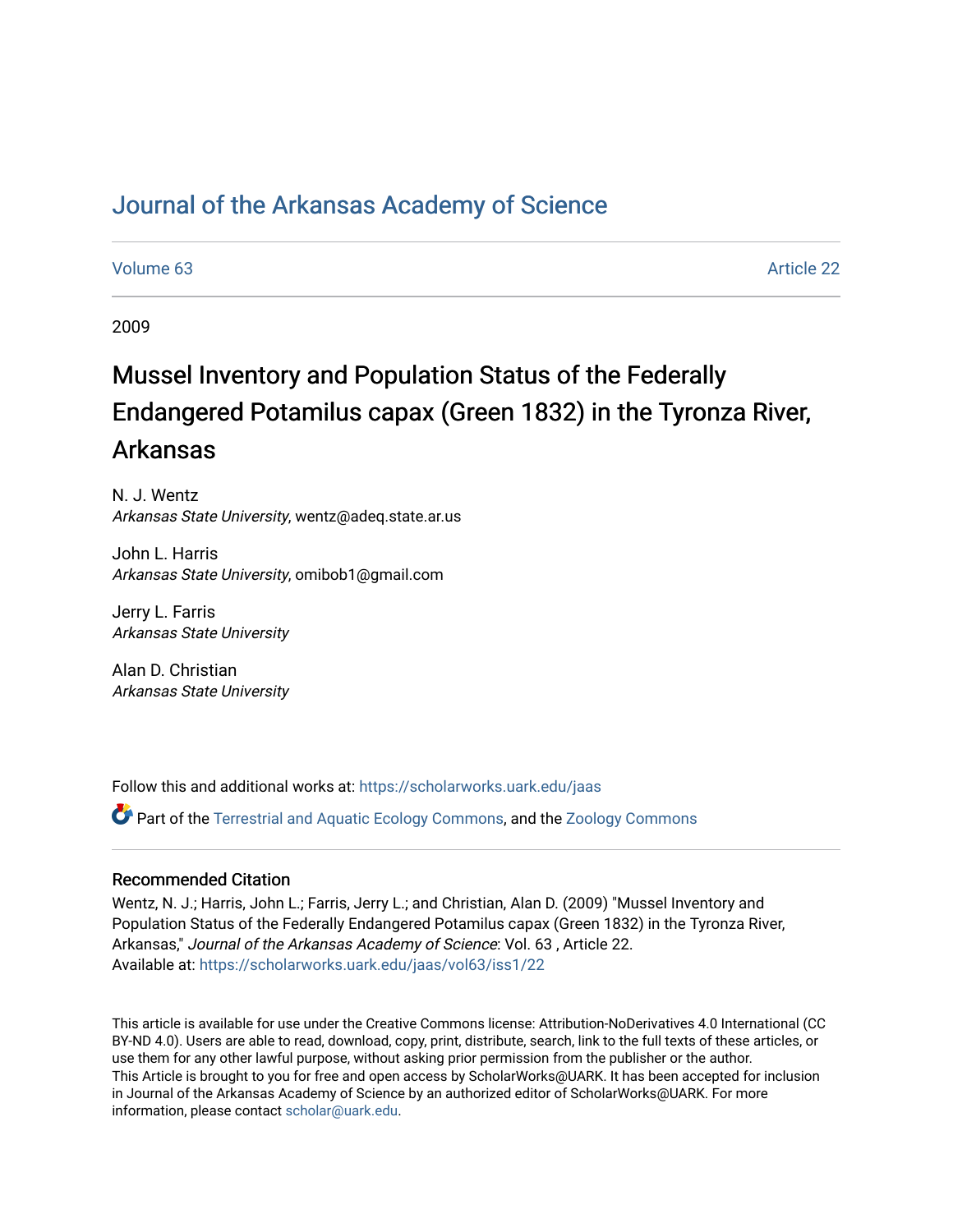# Journal of the Arkansas Academy of Science

Volume 63 | Article 22

2009

## Mussel Inventory and Population Status of the Federally Endangered Potamilus capax (Green 1832) in the Tyronza River, Arkansas

N. J. Wentz
*Arkansas State University*, wentz@adeq.state.ar.us

John L. Harris
*Arkansas State University*, omibob1@gmail.com

Jerry L. Farris
*Arkansas State University*

Alan D. Christian
*Arkansas State University*

Follow this and additional works at: https://scholarworks.uark.edu/jaas

Part of the Terrestrial and Aquatic Ecology Commons, and the Zoology Commons

### Recommended Citation

Wentz, N. J.; Harris, John L.; Farris, Jerry L.; and Christian, Alan D. (2009) "Mussel Inventory and Population Status of the Federally Endangered Potamilus capax (Green 1832) in the Tyronza River, Arkansas," *Journal of the Arkansas Academy of Science*: Vol. 63 , Article 22.
Available at: https://scholarworks.uark.edu/jaas/vol63/iss1/22

This article is available for use under the Creative Commons license: Attribution-NoDerivatives 4.0 International (CC BY-ND 4.0). Users are able to read, download, copy, print, distribute, search, link to the full texts of these articles, or use them for any other lawful purpose, without asking prior permission from the publisher or the author.
This Article is brought to you for free and open access by ScholarWorks@UARK. It has been accepted for inclusion in Journal of the Arkansas Academy of Science by an authorized editor of ScholarWorks@UARK. For more information, please contact scholar@uark.edu.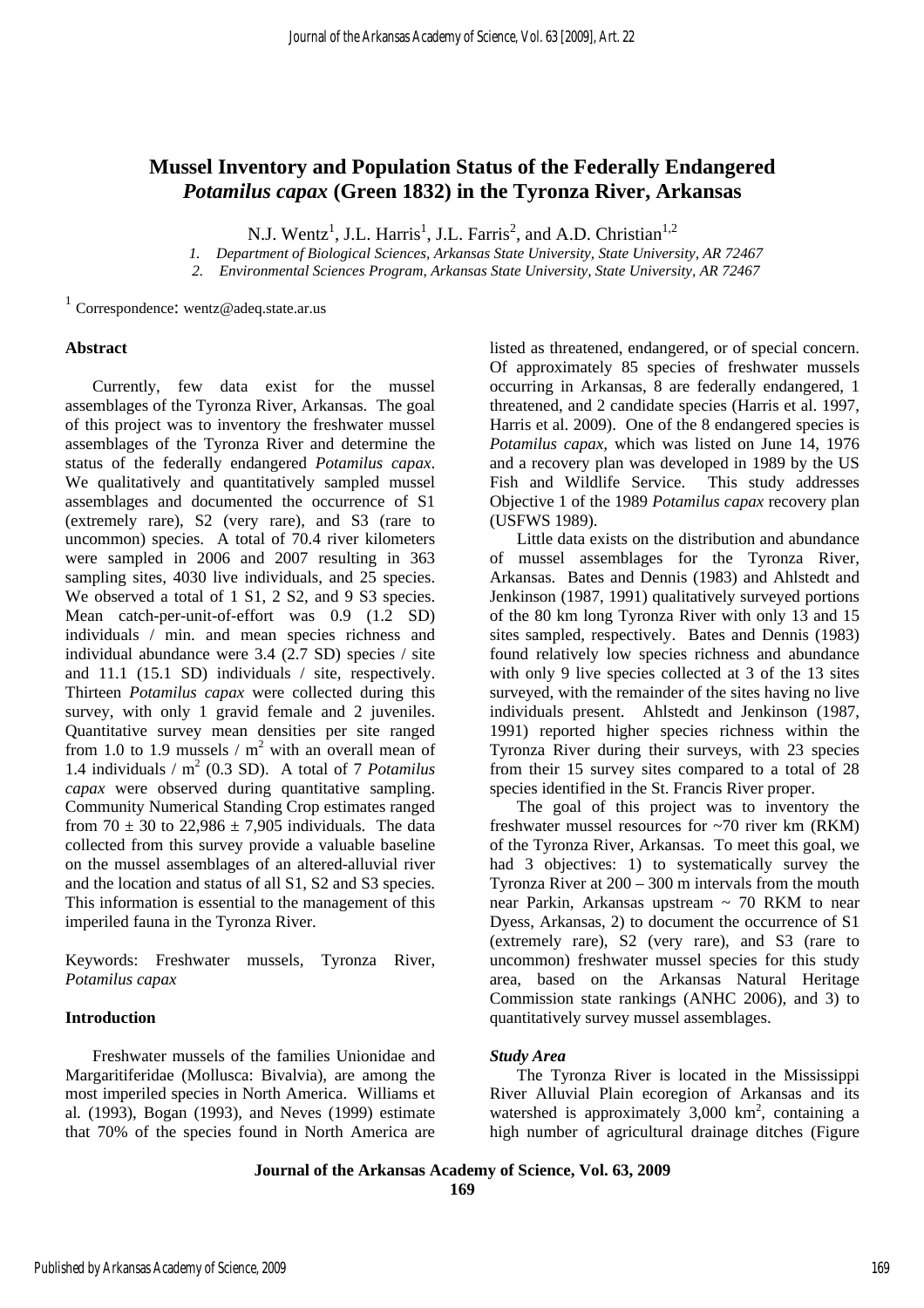# Mussel Inventory and Population Status of the Federally Endangered *Potamilus capax* (Green 1832) in the Tyronza River, Arkansas

N.J. Wentz[1], J.L. Harris[1], J.L. Farris[2], and A.D. Christian[1,2]

*1. Department of Biological Sciences, Arkansas State University, State University, AR 72467*
*2. Environmental Sciences Program, Arkansas State University, State University, AR 72467*

[1] Correspondence: wentz@adeq.state.ar.us

### Abstract

Currently, few data exist for the mussel assemblages of the Tyronza River, Arkansas. The goal of this project was to inventory the freshwater mussel assemblages of the Tyronza River and determine the status of the federally endangered *Potamilus capax*. We qualitatively and quantitatively sampled mussel assemblages and documented the occurrence of S1 (extremely rare), S2 (very rare), and S3 (rare to uncommon) species. A total of 70.4 river kilometers were sampled in 2006 and 2007 resulting in 363 sampling sites, 4030 live individuals, and 25 species. We observed a total of 1 S1, 2 S2, and 9 S3 species. Mean catch-per-unit-of-effort was 0.9 (1.2 SD) individuals / min. and mean species richness and individual abundance were 3.4 (2.7 SD) species / site and 11.1 (15.1 SD) individuals / site, respectively. Thirteen *Potamilus capax* were collected during this survey, with only 1 gravid female and 2 juveniles. Quantitative survey mean densities per site ranged from 1.0 to 1.9 mussels / $m^2$ with an overall mean of 1.4 individuals / $m^2$ (0.3 SD). A total of 7 *Potamilus capax* were observed during quantitative sampling. Community Numerical Standing Crop estimates ranged from $70 \pm 30$ to $22{,}986 \pm 7{,}905$ individuals. The data collected from this survey provide a valuable baseline on the mussel assemblages of an altered-alluvial river and the location and status of all S1, S2 and S3 species. This information is essential to the management of this imperiled fauna in the Tyronza River.

Keywords: Freshwater mussels, Tyronza River, *Potamilus capax*

### Introduction

Freshwater mussels of the families Unionidae and Margaritiferidae (Mollusca: Bivalvia), are among the most imperiled species in North America. Williams et al. (1993), Bogan (1993), and Neves (1999) estimate that 70% of the species found in North America are listed as threatened, endangered, or of special concern. Of approximately 85 species of freshwater mussels occurring in Arkansas, 8 are federally endangered, 1 threatened, and 2 candidate species (Harris et al. 1997, Harris et al. 2009). One of the 8 endangered species is *Potamilus capax,* which was listed on June 14, 1976 and a recovery plan was developed in 1989 by the US Fish and Wildlife Service. This study addresses Objective 1 of the 1989 *Potamilus capax* recovery plan (USFWS 1989).

Little data exists on the distribution and abundance of mussel assemblages for the Tyronza River, Arkansas. Bates and Dennis (1983) and Ahlstedt and Jenkinson (1987, 1991) qualitatively surveyed portions of the 80 km long Tyronza River with only 13 and 15 sites sampled, respectively. Bates and Dennis (1983) found relatively low species richness and abundance with only 9 live species collected at 3 of the 13 sites surveyed, with the remainder of the sites having no live individuals present. Ahlstedt and Jenkinson (1987, 1991) reported higher species richness within the Tyronza River during their surveys, with 23 species from their 15 survey sites compared to a total of 28 species identified in the St. Francis River proper.

The goal of this project was to inventory the freshwater mussel resources for ~70 river km (RKM) of the Tyronza River, Arkansas. To meet this goal, we had 3 objectives: 1) to systematically survey the Tyronza River at 200 – 300 m intervals from the mouth near Parkin, Arkansas upstream ~ 70 RKM to near Dyess, Arkansas, 2) to document the occurrence of S1 (extremely rare), S2 (very rare), and S3 (rare to uncommon) freshwater mussel species for this study area, based on the Arkansas Natural Heritage Commission state rankings (ANHC 2006), and 3) to quantitatively survey mussel assemblages.

#### *Study Area*

The Tyronza River is located in the Mississippi River Alluvial Plain ecoregion of Arkansas and its watershed is approximately 3,000 $km^2$, containing a high number of agricultural drainage ditches (Figure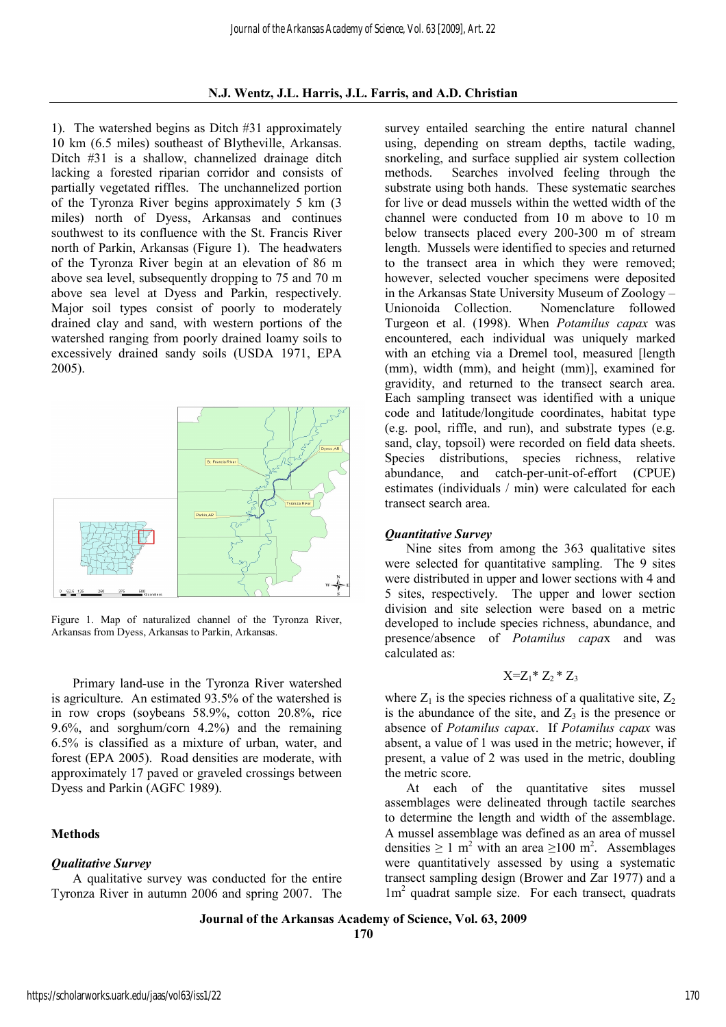1). The watershed begins as Ditch #31 approximately 10 km (6.5 miles) southeast of Blytheville, Arkansas. Ditch #31 is a shallow, channelized drainage ditch lacking a forested riparian corridor and consists of partially vegetated riffles. The unchannelized portion of the Tyronza River begins approximately 5 km (3 miles) north of Dyess, Arkansas and continues southwest to its confluence with the St. Francis River north of Parkin, Arkansas (Figure 1). The headwaters of the Tyronza River begin at an elevation of 86 m above sea level, subsequently dropping to 75 and 70 m above sea level at Dyess and Parkin, respectively. Major soil types consist of poorly to moderately drained clay and sand, with western portions of the watershed ranging from poorly drained loamy soils to excessively drained sandy soils (USDA 1971, EPA 2005).

Figure 1. Map of naturalized channel of the Tyronza River, Arkansas from Dyess, Arkansas to Parkin, Arkansas.

Primary land-use in the Tyronza River watershed is agriculture. An estimated 93.5% of the watershed is in row crops (soybeans 58.9%, cotton 20.8%, rice 9.6%, and sorghum/corn 4.2%) and the remaining 6.5% is classified as a mixture of urban, water, and forest (EPA 2005). Road densities are moderate, with approximately 17 paved or graveled crossings between Dyess and Parkin (AGFC 1989).

## Methods

### *Qualitative Survey*

A qualitative survey was conducted for the entire Tyronza River in autumn 2006 and spring 2007. The survey entailed searching the entire natural channel using, depending on stream depths, tactile wading, snorkeling, and surface supplied air system collection methods. Searches involved feeling through the substrate using both hands. These systematic searches for live or dead mussels within the wetted width of the channel were conducted from 10 m above to 10 m below transects placed every 200-300 m of stream length. Mussels were identified to species and returned to the transect area in which they were removed; however, selected voucher specimens were deposited in the Arkansas State University Museum of Zoology – Unionoida Collection. Nomenclature followed Turgeon et al. (1998). When *Potamilus capax* was encountered, each individual was uniquely marked with an etching via a Dremel tool, measured [length (mm), width (mm), and height (mm)], examined for gravidity, and returned to the transect search area. Each sampling transect was identified with a unique code and latitude/longitude coordinates, habitat type (e.g. pool, riffle, and run), and substrate types (e.g. sand, clay, topsoil) were recorded on field data sheets. Species distributions, species richness, relative abundance, and catch-per-unit-of-effort (CPUE) estimates (individuals / min) were calculated for each transect search area.

### *Quantitative Survey*

Nine sites from among the 363 qualitative sites were selected for quantitative sampling. The 9 sites were distributed in upper and lower sections with 4 and 5 sites, respectively. The upper and lower section division and site selection were based on a metric developed to include species richness, abundance, and presence/absence of *Potamilus capax* and was calculated as:

$$X = Z_1 * Z_2 * Z_3$$

where $Z_1$ is the species richness of a qualitative site, $Z_2$ is the abundance of the site, and $Z_3$ is the presence or absence of *Potamilus capax*. If *Potamilus capax* was absent, a value of 1 was used in the metric; however, if present, a value of 2 was used in the metric, doubling the metric score.

At each of the quantitative sites mussel assemblages were delineated through tactile searches to determine the length and width of the assemblage. A mussel assemblage was defined as an area of mussel densities $\geq 1$ $m^2$ with an area $\geq 100$ $m^2$. Assemblages were quantitatively assessed by using a systematic transect sampling design (Brower and Zar 1977) and a $1 m^2$ quadrat sample size. For each transect, quadrats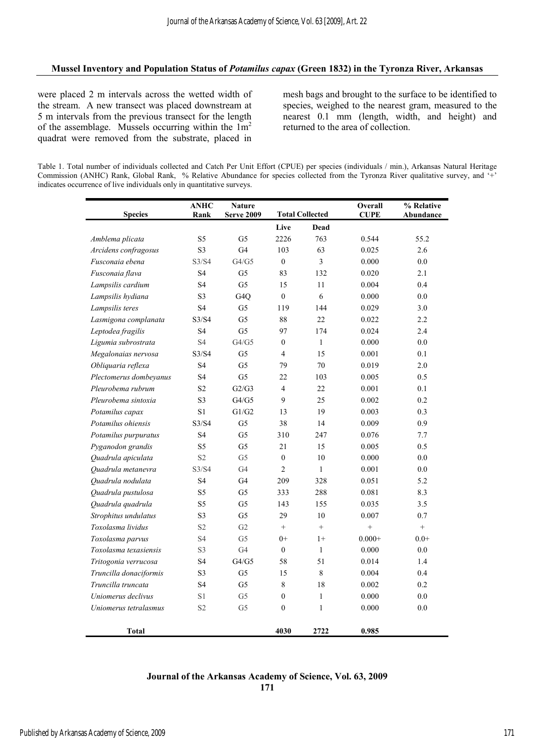were placed 2 m intervals across the wetted width of the stream. A new transect was placed downstream at 5 m intervals from the previous transect for the length of the assemblage. Mussels occurring within the $1m^2$ quadrat were removed from the substrate, placed in mesh bags and brought to the surface to be identified to species, weighed to the nearest gram, measured to the nearest 0.1 mm (length, width, and height) and returned to the area of collection.

Table 1. Total number of individuals collected and Catch Per Unit Effort (CPUE) per species (individuals / min.), Arkansas Natural Heritage Commission (ANHC) Rank, Global Rank, % Relative Abundance for species collected from the Tyronza River qualitative survey, and '+' indicates occurrence of live individuals only in quantitative surveys.

| Species | ANHC Rank | Nature Serve 2009 | Total Collected | | Overall CUPE | % Relative Abundance |
|---|---|---|---|---|---|---|
| | | | Live | Dead | | |
| *Amblema plicata* | S5 | G5 | 2226 | 763 | 0.544 | 55.2 |
| *Arcidens confragosus* | S3 | G4 | 103 | 63 | 0.025 | 2.6 |
| *Fusconaia ebena* | S3/S4 | G4/G5 | 0 | 3 | 0.000 | 0.0 |
| *Fusconaia flava* | S4 | G5 | 83 | 132 | 0.020 | 2.1 |
| *Lampsilis cardium* | S4 | G5 | 15 | 11 | 0.004 | 0.4 |
| *Lampsilis hydiana* | S3 | G4Q | 0 | 6 | 0.000 | 0.0 |
| *Lampsilis teres* | S4 | G5 | 119 | 144 | 0.029 | 3.0 |
| *Lasmigona complanata* | S3/S4 | G5 | 88 | 22 | 0.022 | 2.2 |
| *Leptodea fragilis* | S4 | G5 | 97 | 174 | 0.024 | 2.4 |
| *Ligumia subrostrata* | S4 | G4/G5 | 0 | 1 | 0.000 | 0.0 |
| *Megalonaias nervosa* | S3/S4 | G5 | 4 | 15 | 0.001 | 0.1 |
| *Obliquaria reflexa* | S4 | G5 | 79 | 70 | 0.019 | 2.0 |
| *Plectomerus dombeyanus* | S4 | G5 | 22 | 103 | 0.005 | 0.5 |
| *Pleurobema rubrum* | S2 | G2/G3 | 4 | 22 | 0.001 | 0.1 |
| *Pleurobema sintoxia* | S3 | G4/G5 | 9 | 25 | 0.002 | 0.2 |
| *Potamilus capax* | S1 | G1/G2 | 13 | 19 | 0.003 | 0.3 |
| *Potamilus ohiensis* | S3/S4 | G5 | 38 | 14 | 0.009 | 0.9 |
| *Potamilus purpuratus* | S4 | G5 | 310 | 247 | 0.076 | 7.7 |
| *Pyganodon grandis* | S5 | G5 | 21 | 15 | 0.005 | 0.5 |
| *Quadrula apiculata* | S2 | G5 | 0 | 10 | 0.000 | 0.0 |
| *Quadrula metanevra* | S3/S4 | G4 | 2 | 1 | 0.001 | 0.0 |
| *Quadrula nodulata* | S4 | G4 | 209 | 328 | 0.051 | 5.2 |
| *Quadrula pustulosa* | S5 | G5 | 333 | 288 | 0.081 | 8.3 |
| *Quadrula quadrula* | S5 | G5 | 143 | 155 | 0.035 | 3.5 |
| *Strophitus undulatus* | S3 | G5 | 29 | 10 | 0.007 | 0.7 |
| *Toxolasma lividus* | S2 | G2 | + | + | + | + |
| *Toxolasma parvus* | S4 | G5 | 0+ | 1+ | 0.000+ | 0.0+ |
| *Toxolasma texasiensis* | S3 | G4 | 0 | 1 | 0.000 | 0.0 |
| *Tritogonia verrucosa* | S4 | G4/G5 | 58 | 51 | 0.014 | 1.4 |
| *Truncilla donaciformis* | S3 | G5 | 15 | 8 | 0.004 | 0.4 |
| *Truncilla truncata* | S4 | G5 | 8 | 18 | 0.002 | 0.2 |
| *Uniomerus declivus* | S1 | G5 | 0 | 1 | 0.000 | 0.0 |
| *Uniomerus tetralasmus* | S2 | G5 | 0 | 1 | 0.000 | 0.0 |
| **Total** | | | **4030** | **2722** | **0.985** | |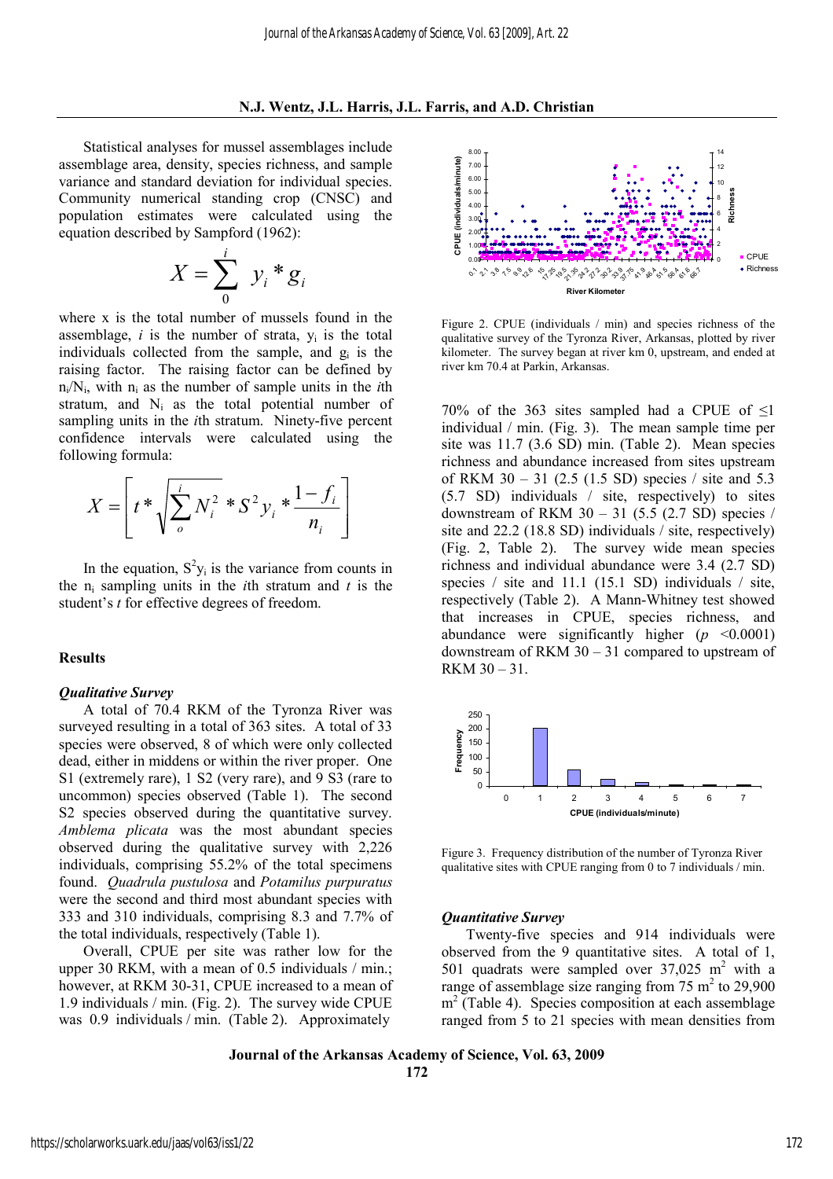Statistical analyses for mussel assemblages include assemblage area, density, species richness, and sample variance and standard deviation for individual species. Community numerical standing crop (CNSC) and population estimates were calculated using the equation described by Sampford (1962):

$$X = \sum_{0}^{i} y_i * g_i$$

where x is the total number of mussels found in the assemblage, $i$ is the number of strata, $y_i$ is the total individuals collected from the sample, and $g_i$ is the raising factor. The raising factor can be defined by $n_i/N_i$, with $n_i$ as the number of sample units in the $i$th stratum, and $N_i$ as the total potential number of sampling units in the $i$th stratum. Ninety-five percent confidence intervals were calculated using the following formula:

$$X = \left[ t * \sqrt{\sum_{o}^{i} N_i^2} * S^2 y_i * \frac{1 - f_i}{n_i} \right]$$

In the equation, $S^2 y_i$ is the variance from counts in the $n_i$ sampling units in the $i$th stratum and $t$ is the student's $t$ for effective degrees of freedom.

## Results

### *Qualitative Survey*

A total of 70.4 RKM of the Tyronza River was surveyed resulting in a total of 363 sites. A total of 33 species were observed, 8 of which were only collected dead, either in middens or within the river proper. One S1 (extremely rare), 1 S2 (very rare), and 9 S3 (rare to uncommon) species observed (Table 1). The second S2 species observed during the quantitative survey. *Amblema plicata* was the most abundant species observed during the qualitative survey with 2,226 individuals, comprising 55.2% of the total specimens found. *Quadrula pustulosa* and *Potamilus purpuratus* were the second and third most abundant species with 333 and 310 individuals, comprising 8.3 and 7.7% of the total individuals, respectively (Table 1).

Overall, CPUE per site was rather low for the upper 30 RKM, with a mean of 0.5 individuals / min.; however, at RKM 30-31, CPUE increased to a mean of 1.9 individuals / min. (Fig. 2). The survey wide CPUE was 0.9 individuals / min. (Table 2). Approximately 70% of the 363 sites sampled had a CPUE of ≤1 individual / min. (Fig. 3). The mean sample time per site was 11.7 (3.6 SD) min. (Table 2). Mean species richness and abundance increased from sites upstream of RKM 30 – 31 (2.5 (1.5 SD) species / site and 5.3 (5.7 SD) individuals / site, respectively) to sites downstream of RKM 30 – 31 (5.5 (2.7 SD) species / site and 22.2 (18.8 SD) individuals / site, respectively) (Fig. 2, Table 2). The survey wide mean species richness and individual abundance were 3.4 (2.7 SD) species / site and 11.1 (15.1 SD) individuals / site, respectively (Table 2). A Mann-Whitney test showed that increases in CPUE, species richness, and abundance were significantly higher ($p$ <0.0001) downstream of RKM 30 – 31 compared to upstream of RKM 30 – 31.

Figure 2. CPUE (individuals / min) and species richness of the qualitative survey of the Tyronza River, Arkansas, plotted by river kilometer. The survey began at river km 0, upstream, and ended at river km 70.4 at Parkin, Arkansas.

Figure 3. Frequency distribution of the number of Tyronza River qualitative sites with CPUE ranging from 0 to 7 individuals / min.

### *Quantitative Survey*

Twenty-five species and 914 individuals were observed from the 9 quantitative sites. A total of 1, 501 quadrats were sampled over 37,025 m$^2$ with a range of assemblage size ranging from 75 m$^2$ to 29,900 m$^2$ (Table 4). Species composition at each assemblage ranged from 5 to 21 species with mean densities from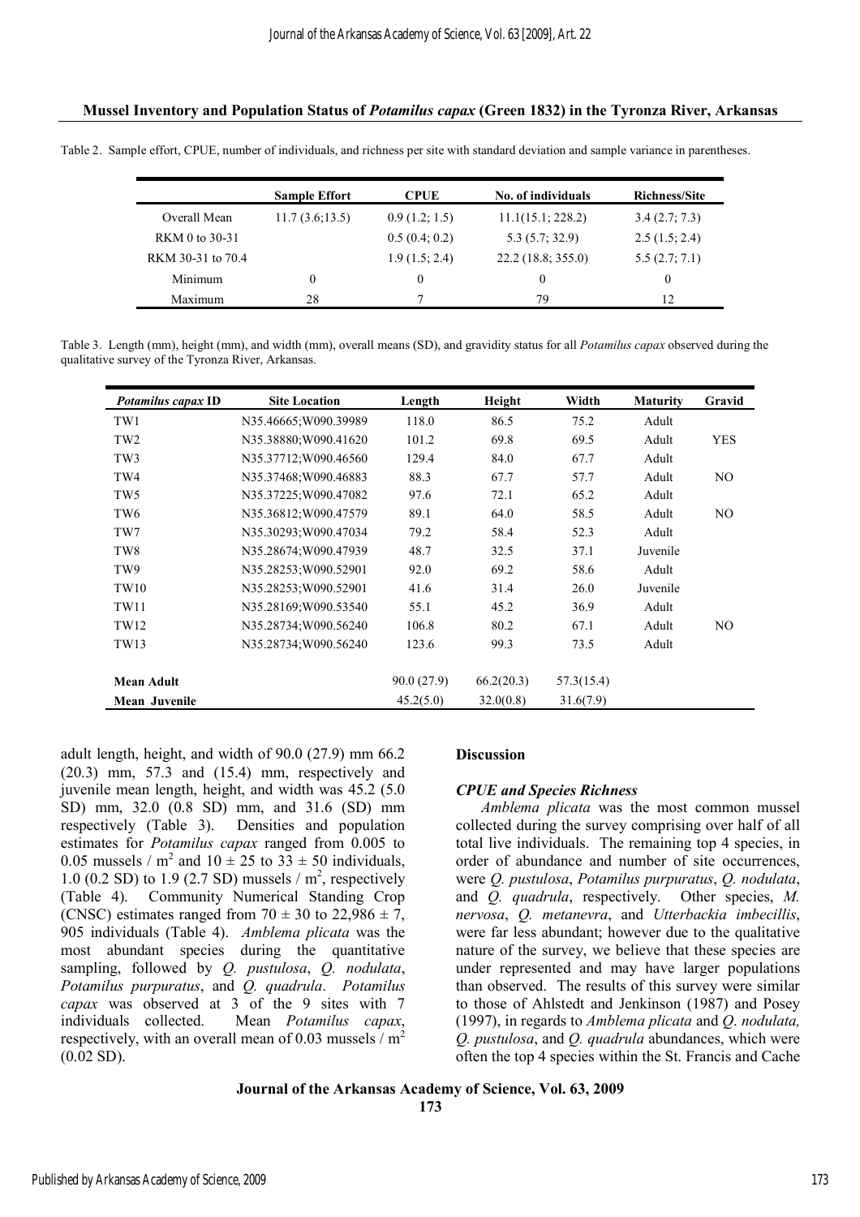Table 2. Sample effort, CPUE, number of individuals, and richness per site with standard deviation and sample variance in parentheses.

| | Sample Effort | CPUE | No. of individuals | Richness/Site |
|---|---|---|---|---|
| Overall Mean | 11.7 (3.6;13.5) | 0.9 (1.2; 1.5) | 11.1(15.1; 228.2) | 3.4 (2.7; 7.3) |
| RKM 0 to 30-31 | | 0.5 (0.4; 0.2) | 5.3 (5.7; 32.9) | 2.5 (1.5; 2.4) |
| RKM 30-31 to 70.4 | | 1.9 (1.5; 2.4) | 22.2 (18.8; 355.0) | 5.5 (2.7; 7.1) |
| Minimum | 0 | 0 | 0 | 0 |
| Maximum | 28 | 7 | 79 | 12 |

Table 3. Length (mm), height (mm), and width (mm), overall means (SD), and gravidity status for all *Potamilus capax* observed during the qualitative survey of the Tyronza River, Arkansas.

| *Potamilus capax* ID | Site Location | Length | Height | Width | Maturity | Gravid |
|---|---|---|---|---|---|---|
| TW1 | N35.46665;W090.39989 | 118.0 | 86.5 | 75.2 | Adult | |
| TW2 | N35.38880;W090.41620 | 101.2 | 69.8 | 69.5 | Adult | YES |
| TW3 | N35.37712;W090.46560 | 129.4 | 84.0 | 67.7 | Adult | |
| TW4 | N35.37468;W090.46883 | 88.3 | 67.7 | 57.7 | Adult | NO |
| TW5 | N35.37225;W090.47082 | 97.6 | 72.1 | 65.2 | Adult | |
| TW6 | N35.36812;W090.47579 | 89.1 | 64.0 | 58.5 | Adult | NO |
| TW7 | N35.30293;W090.47034 | 79.2 | 58.4 | 52.3 | Adult | |
| TW8 | N35.28674;W090.47939 | 48.7 | 32.5 | 37.1 | Juvenile | |
| TW9 | N35.28253;W090.52901 | 92.0 | 69.2 | 58.6 | Adult | |
| TW10 | N35.28253;W090.52901 | 41.6 | 31.4 | 26.0 | Juvenile | |
| TW11 | N35.28169;W090.53540 | 55.1 | 45.2 | 36.9 | Adult | |
| TW12 | N35.28734;W090.56240 | 106.8 | 80.2 | 67.1 | Adult | NO |
| TW13 | N35.28734;W090.56240 | 123.6 | 99.3 | 73.5 | Adult | |
| **Mean Adult** | | 90.0 (27.9) | 66.2(20.3) | 57.3(15.4) | | |
| **Mean Juvenile** | | 45.2(5.0) | 32.0(0.8) | 31.6(7.9) | | |

adult length, height, and width of 90.0 (27.9) mm 66.2 (20.3) mm, 57.3 and (15.4) mm, respectively and juvenile mean length, height, and width was 45.2 (5.0 SD) mm, 32.0 (0.8 SD) mm, and 31.6 (SD) mm respectively (Table 3). Densities and population estimates for *Potamilus capax* ranged from 0.005 to 0.05 mussels / m$^2$ and 10 ± 25 to 33 ± 50 individuals, 1.0 (0.2 SD) to 1.9 (2.7 SD) mussels / m$^2$, respectively (Table 4). Community Numerical Standing Crop (CNSC) estimates ranged from 70 ± 30 to 22,986 ± 7, 905 individuals (Table 4). *Amblema plicata* was the most abundant species during the quantitative sampling, followed by *Q. pustulosa*, *Q. nodulata*, *Potamilus purpuratus*, and *Q. quadrula*. *Potamilus capax* was observed at 3 of the 9 sites with 7 individuals collected. Mean *Potamilus capax*, respectively, with an overall mean of 0.03 mussels / m$^2$ (0.02 SD).

## Discussion

### *CPUE and Species Richness*

*Amblema plicata* was the most common mussel collected during the survey comprising over half of all total live individuals. The remaining top 4 species, in order of abundance and number of site occurrences, were *Q. pustulosa*, *Potamilus purpuratus*, *Q. nodulata*, and *Q. quadrula*, respectively. Other species, *M. nervosa*, *Q. metanevra*, and *Utterbackia imbecillis*, were far less abundant; however due to the qualitative nature of the survey, we believe that these species are under represented and may have larger populations than observed. The results of this survey were similar to those of Ahlstedt and Jenkinson (1987) and Posey (1997), in regards to *Amblema plicata* and *Q*. *nodulata, Q. pustulosa*, and *Q. quadrula* abundances, which were often the top 4 species within the St. Francis and Cache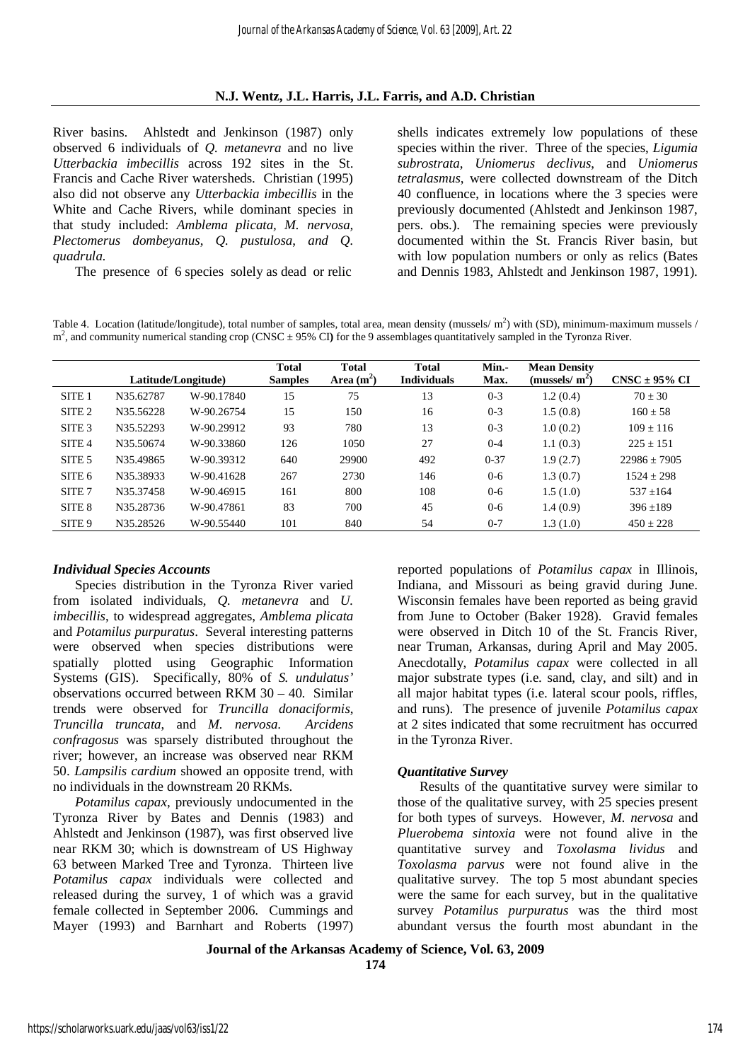River basins. Ahlstedt and Jenkinson (1987) only observed 6 individuals of *Q. metanevra* and no live *Utterbackia imbecillis* across 192 sites in the St. Francis and Cache River watersheds. Christian (1995) also did not observe any *Utterbackia imbecillis* in the White and Cache Rivers, while dominant species in that study included: *Amblema plicata, M. nervosa, Plectomerus dombeyanus, Q. pustulosa, and Q. quadrula.*

The presence of 6 species solely as dead or relic shells indicates extremely low populations of these species within the river. Three of the species, *Ligumia subrostrata*, *Uniomerus declivus*, and *Uniomerus tetralasmus*, were collected downstream of the Ditch 40 confluence, in locations where the 3 species were previously documented (Ahlstedt and Jenkinson 1987, pers. obs.). The remaining species were previously documented within the St. Francis River basin, but with low population numbers or only as relics (Bates and Dennis 1983, Ahlstedt and Jenkinson 1987, 1991).

Table 4. Location (latitude/longitude), total number of samples, total area, mean density (mussels/ $m^2$) with (SD), minimum-maximum mussels / $m^2$, and community numerical standing crop (CNSC ± 95% CI) for the 9 assemblages quantitatively sampled in the Tyronza River.

| | Latitude/Longitude | | Total Samples | Total Area ($m^2$) | Total Individuals | Min.-Max. | Mean Density (mussels/ $m^2$) | CNSC ± 95% CI |
|---|---|---|---|---|---|---|---|---|
| SITE 1 | N35.62787 | W-90.17840 | 15 | 75 | 13 | 0-3 | 1.2 (0.4) | 70 ± 30 |
| SITE 2 | N35.56228 | W-90.26754 | 15 | 150 | 16 | 0-3 | 1.5 (0.8) | 160 ± 58 |
| SITE 3 | N35.52293 | W-90.29912 | 93 | 780 | 13 | 0-3 | 1.0 (0.2) | 109 ± 116 |
| SITE 4 | N35.50674 | W-90.33860 | 126 | 1050 | 27 | 0-4 | 1.1 (0.3) | 225 ± 151 |
| SITE 5 | N35.49865 | W-90.39312 | 640 | 29900 | 492 | 0-37 | 1.9 (2.7) | 22986 ± 7905 |
| SITE 6 | N35.38933 | W-90.41628 | 267 | 2730 | 146 | 0-6 | 1.3 (0.7) | 1524 ± 298 |
| SITE 7 | N35.37458 | W-90.46915 | 161 | 800 | 108 | 0-6 | 1.5 (1.0) | 537 ±164 |
| SITE 8 | N35.28736 | W-90.47861 | 83 | 700 | 45 | 0-6 | 1.4 (0.9) | 396 ±189 |
| SITE 9 | N35.28526 | W-90.55440 | 101 | 840 | 54 | 0-7 | 1.3 (1.0) | 450 ± 228 |

### *Individual Species Accounts*

Species distribution in the Tyronza River varied from isolated individuals, *Q. metanevra* and *U. imbecillis*, to widespread aggregates, *Amblema plicata* and *Potamilus purpuratus*. Several interesting patterns were observed when species distributions were spatially plotted using Geographic Information Systems (GIS). Specifically, 80% of *S. undulatus'* observations occurred between RKM 30 – 40. Similar trends were observed for *Truncilla donaciformis*, *Truncilla truncata*, and *M. nervosa*. *Arcidens confragosus* was sparsely distributed throughout the river; however, an increase was observed near RKM 50. *Lampsilis cardium* showed an opposite trend, with no individuals in the downstream 20 RKMs.

*Potamilus capax*, previously undocumented in the Tyronza River by Bates and Dennis (1983) and Ahlstedt and Jenkinson (1987), was first observed live near RKM 30; which is downstream of US Highway 63 between Marked Tree and Tyronza. Thirteen live *Potamilus capax* individuals were collected and released during the survey, 1 of which was a gravid female collected in September 2006. Cummings and Mayer (1993) and Barnhart and Roberts (1997) reported populations of *Potamilus capax* in Illinois, Indiana, and Missouri as being gravid during June. Wisconsin females have been reported as being gravid from June to October (Baker 1928). Gravid females were observed in Ditch 10 of the St. Francis River, near Truman, Arkansas, during April and May 2005. Anecdotally, *Potamilus capax* were collected in all major substrate types (i.e. sand, clay, and silt) and in all major habitat types (i.e. lateral scour pools, riffles, and runs). The presence of juvenile *Potamilus capax* at 2 sites indicated that some recruitment has occurred in the Tyronza River.

### *Quantitative Survey*

Results of the quantitative survey were similar to those of the qualitative survey, with 25 species present for both types of surveys. However, *M. nervosa* and *Pluerobema sintoxia* were not found alive in the quantitative survey and *Toxolasma lividus* and *Toxolasma parvus* were not found alive in the qualitative survey. The top 5 most abundant species were the same for each survey, but in the qualitative survey *Potamilus purpuratus* was the third most abundant versus the fourth most abundant in the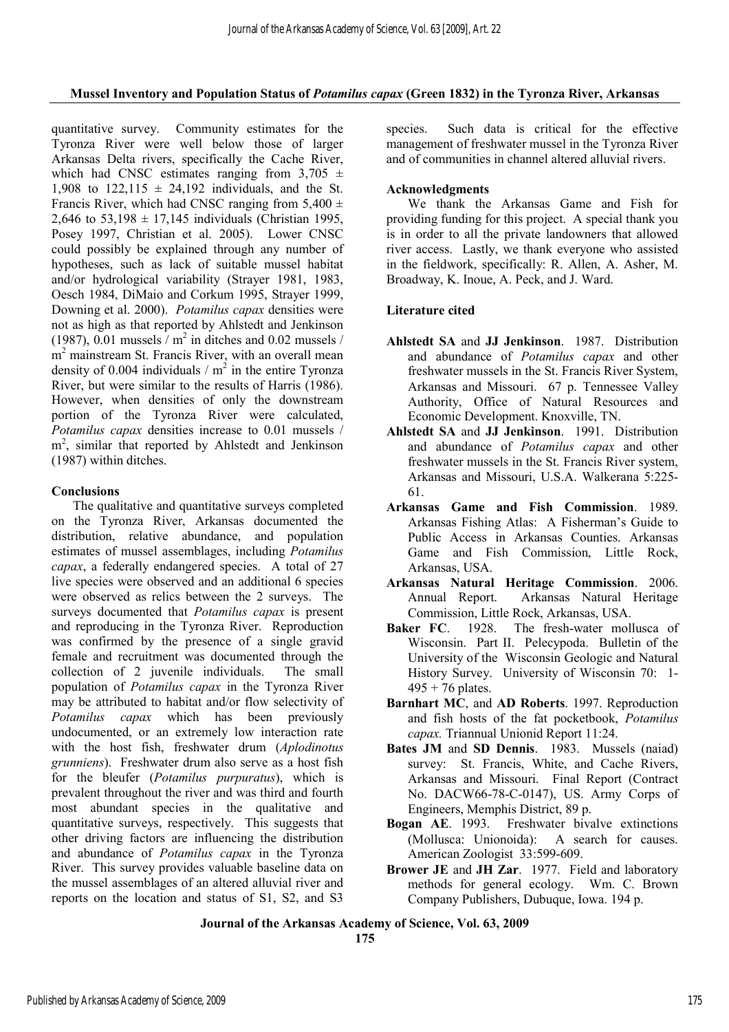quantitative survey. Community estimates for the Tyronza River were well below those of larger Arkansas Delta rivers, specifically the Cache River, which had CNSC estimates ranging from 3,705 ± 1,908 to 122,115 ± 24,192 individuals, and the St. Francis River, which had CNSC ranging from 5,400 ± 2,646 to 53,198 ± 17,145 individuals (Christian 1995, Posey 1997, Christian et al. 2005). Lower CNSC could possibly be explained through any number of hypotheses, such as lack of suitable mussel habitat and/or hydrological variability (Strayer 1981, 1983, Oesch 1984, DiMaio and Corkum 1995, Strayer 1999, Downing et al. 2000). *Potamilus capax* densities were not as high as that reported by Ahlstedt and Jenkinson (1987), 0.01 mussels / $m^2$ in ditches and 0.02 mussels / $m^2$ mainstream St. Francis River, with an overall mean density of 0.004 individuals / $m^2$ in the entire Tyronza River, but were similar to the results of Harris (1986). However, when densities of only the downstream portion of the Tyronza River were calculated, *Potamilus capax* densities increase to 0.01 mussels / $m^2$, similar that reported by Ahlstedt and Jenkinson (1987) within ditches.

## Conclusions

The qualitative and quantitative surveys completed on the Tyronza River, Arkansas documented the distribution, relative abundance, and population estimates of mussel assemblages, including *Potamilus capax*, a federally endangered species. A total of 27 live species were observed and an additional 6 species were observed as relics between the 2 surveys. The surveys documented that *Potamilus capax* is present and reproducing in the Tyronza River. Reproduction was confirmed by the presence of a single gravid female and recruitment was documented through the collection of 2 juvenile individuals. The small population of *Potamilus capax* in the Tyronza River may be attributed to habitat and/or flow selectivity of *Potamilus capax* which has been previously undocumented, or an extremely low interaction rate with the host fish, freshwater drum (*Aplodinotus grunniens*). Freshwater drum also serve as a host fish for the bleufer (*Potamilus purpuratus*), which is prevalent throughout the river and was third and fourth most abundant species in the qualitative and quantitative surveys, respectively. This suggests that other driving factors are influencing the distribution and abundance of *Potamilus capax* in the Tyronza River. This survey provides valuable baseline data on the mussel assemblages of an altered alluvial river and reports on the location and status of S1, S2, and S3 species. Such data is critical for the effective management of freshwater mussel in the Tyronza River and of communities in channel altered alluvial rivers.

## Acknowledgments

We thank the Arkansas Game and Fish for providing funding for this project. A special thank you is in order to all the private landowners that allowed river access. Lastly, we thank everyone who assisted in the fieldwork, specifically: R. Allen, A. Asher, M. Broadway, K. Inoue, A. Peck, and J. Ward.

## Literature cited

**Ahlstedt SA** and **JJ Jenkinson**. 1987. Distribution and abundance of *Potamilus capax* and other freshwater mussels in the St. Francis River System, Arkansas and Missouri. 67 p. Tennessee Valley Authority, Office of Natural Resources and Economic Development. Knoxville, TN.

**Ahlstedt SA** and **JJ Jenkinson**. 1991. Distribution and abundance of *Potamilus capax* and other freshwater mussels in the St. Francis River system, Arkansas and Missouri, U.S.A. Walkerana 5:225-61.

**Arkansas Game and Fish Commission**. 1989. Arkansas Fishing Atlas: A Fisherman's Guide to Public Access in Arkansas Counties. Arkansas Game and Fish Commission, Little Rock, Arkansas, USA.

**Arkansas Natural Heritage Commission**. 2006. Annual Report. Arkansas Natural Heritage Commission, Little Rock, Arkansas, USA.

**Baker FC**. 1928. The fresh-water mollusca of Wisconsin. Part II. Pelecypoda. Bulletin of the University of the Wisconsin Geologic and Natural History Survey. University of Wisconsin 70: 1-495 + 76 plates.

**Barnhart MC**, and **AD Roberts**. 1997. Reproduction and fish hosts of the fat pocketbook, *Potamilus capax.* Triannual Unionid Report 11:24.

**Bates JM** and **SD Dennis**. 1983. Mussels (naiad) survey: St. Francis, White, and Cache Rivers, Arkansas and Missouri. Final Report (Contract No. DACW66-78-C-0147), US. Army Corps of Engineers, Memphis District, 89 p.

**Bogan AE**. 1993. Freshwater bivalve extinctions (Mollusca: Unionoida): A search for causes. American Zoologist 33:599-609.

**Brower JE** and **JH Zar**. 1977. Field and laboratory methods for general ecology. Wm. C. Brown Company Publishers, Dubuque, Iowa. 194 p.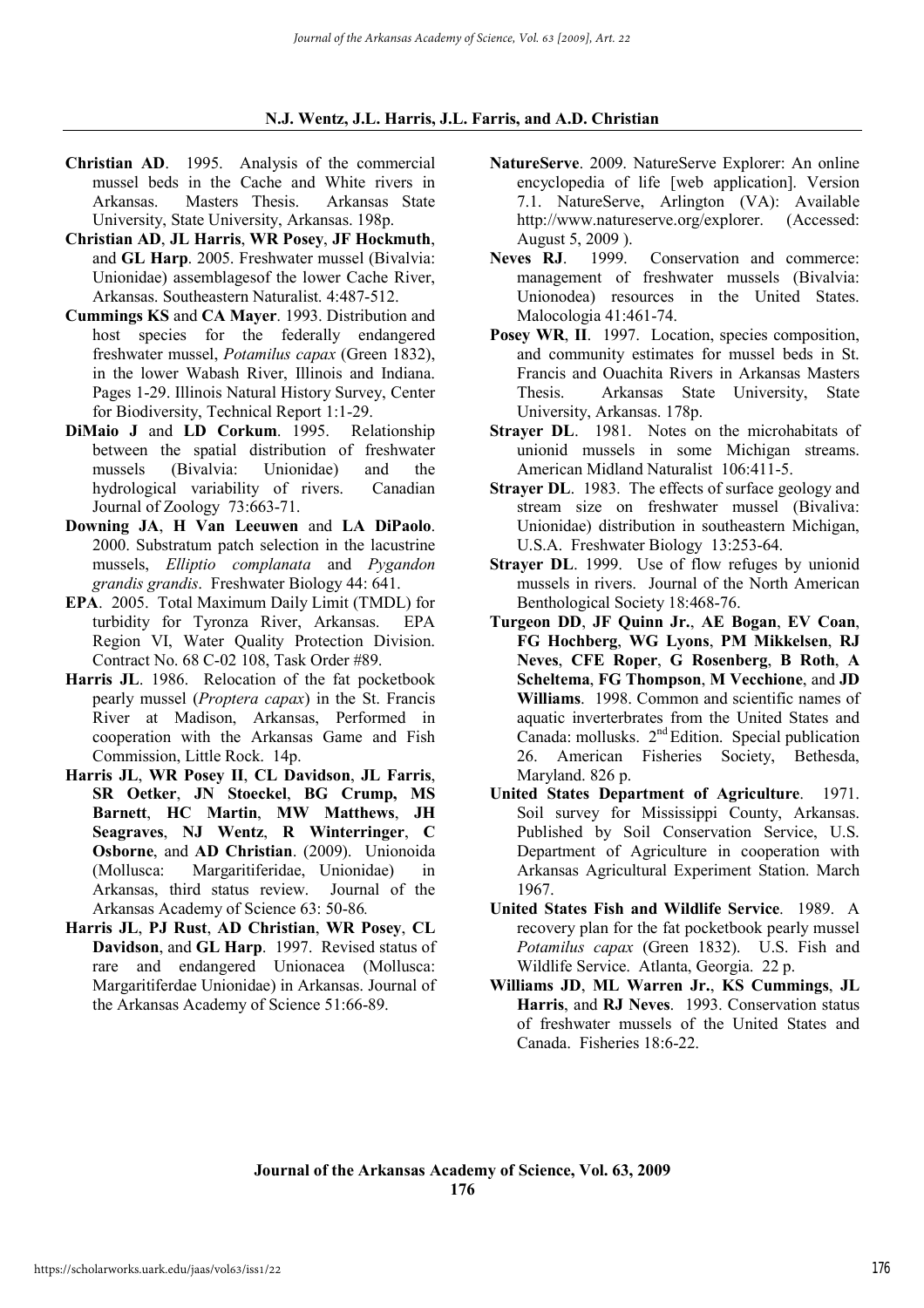**Christian AD**. 1995. Analysis of the commercial mussel beds in the Cache and White rivers in Arkansas. Masters Thesis. Arkansas State University, State University, Arkansas. 198p.

**Christian AD**, **JL Harris**, **WR Posey**, **JF Hockmuth**, and **GL Harp**. 2005. Freshwater mussel (Bivalvia: Unionidae) assemblagesof the lower Cache River, Arkansas. Southeastern Naturalist. 4:487-512.

**Cummings KS** and **CA Mayer**. 1993. Distribution and host species for the federally endangered freshwater mussel, *Potamilus capax* (Green 1832), in the lower Wabash River, Illinois and Indiana. Pages 1-29. Illinois Natural History Survey, Center for Biodiversity, Technical Report 1:1-29.

**DiMaio J** and **LD Corkum**. 1995. Relationship between the spatial distribution of freshwater mussels (Bivalvia: Unionidae) and the hydrological variability of rivers. Canadian Journal of Zoology 73:663-71.

**Downing JA**, **H Van Leeuwen** and **LA DiPaolo**. 2000. Substratum patch selection in the lacustrine mussels, *Elliptio complanata* and *Pygandon grandis grandis*. Freshwater Biology 44: 641.

**EPA**. 2005. Total Maximum Daily Limit (TMDL) for turbidity for Tyronza River, Arkansas. EPA Region VI, Water Quality Protection Division. Contract No. 68 C-02 108, Task Order #89.

**Harris JL**. 1986. Relocation of the fat pocketbook pearly mussel (*Proptera capax*) in the St. Francis River at Madison, Arkansas, Performed in cooperation with the Arkansas Game and Fish Commission, Little Rock. 14p.

**Harris JL**, **WR Posey II**, **CL Davidson**, **JL Farris**, **SR Oetker**, **JN Stoeckel**, **BG Crump, MS Barnett**, **HC Martin**, **MW Matthews**, **JH Seagraves**, **NJ Wentz**, **R Winterringer**, **C Osborne**, and **AD Christian**. (2009). Unionoida (Mollusca: Margaritiferidae, Unionidae) in Arkansas, third status review. Journal of the Arkansas Academy of Science 63: 50-86*.*

**Harris JL**, **PJ Rust**, **AD Christian**, **WR Posey**, **CL Davidson**, and **GL Harp**. 1997. Revised status of rare and endangered Unionacea (Mollusca: Margaritiferdae Unionidae) in Arkansas. Journal of the Arkansas Academy of Science 51:66-89.

**NatureServe**. 2009. NatureServe Explorer: An online encyclopedia of life [web application]. Version 7.1. NatureServe, Arlington (VA): Available http://www.natureserve.org/explorer. (Accessed: August 5, 2009 ).

**Neves RJ**. 1999. Conservation and commerce: management of freshwater mussels (Bivalvia: Unionodea) resources in the United States. Malocologia 41:461-74.

**Posey WR**, **II**. 1997. Location, species composition, and community estimates for mussel beds in St. Francis and Ouachita Rivers in Arkansas Masters Thesis. Arkansas State University, State University, Arkansas. 178p.

**Strayer DL**. 1981. Notes on the microhabitats of unionid mussels in some Michigan streams. American Midland Naturalist 106:411-5.

**Strayer DL**. 1983. The effects of surface geology and stream size on freshwater mussel (Bivaliva: Unionidae) distribution in southeastern Michigan, U.S.A. Freshwater Biology 13:253-64.

**Strayer DL**. 1999. Use of flow refuges by unionid mussels in rivers. Journal of the North American Benthological Society 18:468-76.

**Turgeon DD**, **JF Quinn Jr.**, **AE Bogan**, **EV Coan**, **FG Hochberg**, **WG Lyons**, **PM Mikkelsen**, **RJ Neves**, **CFE Roper**, **G Rosenberg**, **B Roth**, **A Scheltema**, **FG Thompson**, **M Vecchione**, and **JD Williams**. 1998. Common and scientific names of aquatic inverterbrates from the United States and Canada: mollusks. 2nd Edition. Special publication 26. American Fisheries Society, Bethesda, Maryland. 826 p.

**United States Department of Agriculture**. 1971. Soil survey for Mississippi County, Arkansas. Published by Soil Conservation Service, U.S. Department of Agriculture in cooperation with Arkansas Agricultural Experiment Station. March 1967.

**United States Fish and Wildlife Service**. 1989. A recovery plan for the fat pocketbook pearly mussel *Potamilus capax* (Green 1832). U.S. Fish and Wildlife Service. Atlanta, Georgia. 22 p.

**Williams JD**, **ML Warren Jr.**, **KS Cummings**, **JL Harris**, and **RJ Neves**. 1993. Conservation status of freshwater mussels of the United States and Canada. Fisheries 18:6-22.